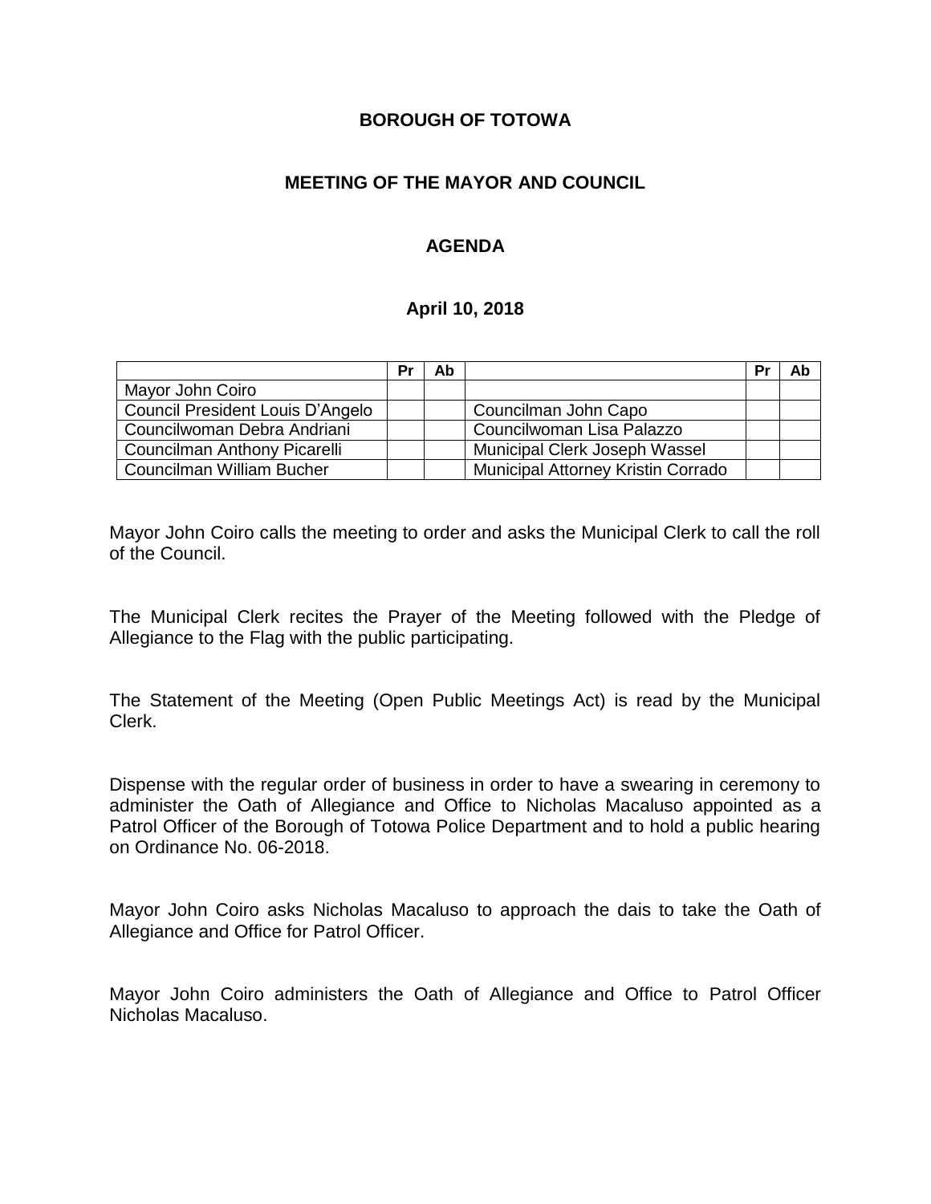**BOROUGH OF TOTOWA**

**MEETING OF THE MAYOR AND COUNCIL**

**AGENDA**

**April 10, 2018**

| | Pr | Ab | | Pr | Ab |
|---|---|---|---|---|---|
| Mayor John Coiro | | | | | |
| Council President Louis D'Angelo | | | Councilman John Capo | | |
| Councilwoman Debra Andriani | | | Councilwoman Lisa Palazzo | | |
| Councilman Anthony Picarelli | | | Municipal Clerk Joseph Wassel | | |
| Councilman William Bucher | | | Municipal Attorney Kristin Corrado | | |

Mayor John Coiro calls the meeting to order and asks the Municipal Clerk to call the roll of the Council.

The Municipal Clerk recites the Prayer of the Meeting followed with the Pledge of Allegiance to the Flag with the public participating.

The Statement of the Meeting (Open Public Meetings Act) is read by the Municipal Clerk.

Dispense with the regular order of business in order to have a swearing in ceremony to administer the Oath of Allegiance and Office to Nicholas Macaluso appointed as a Patrol Officer of the Borough of Totowa Police Department and to hold a public hearing on Ordinance No. 06-2018.

Mayor John Coiro asks Nicholas Macaluso to approach the dais to take the Oath of Allegiance and Office for Patrol Officer.

Mayor John Coiro administers the Oath of Allegiance and Office to Patrol Officer Nicholas Macaluso.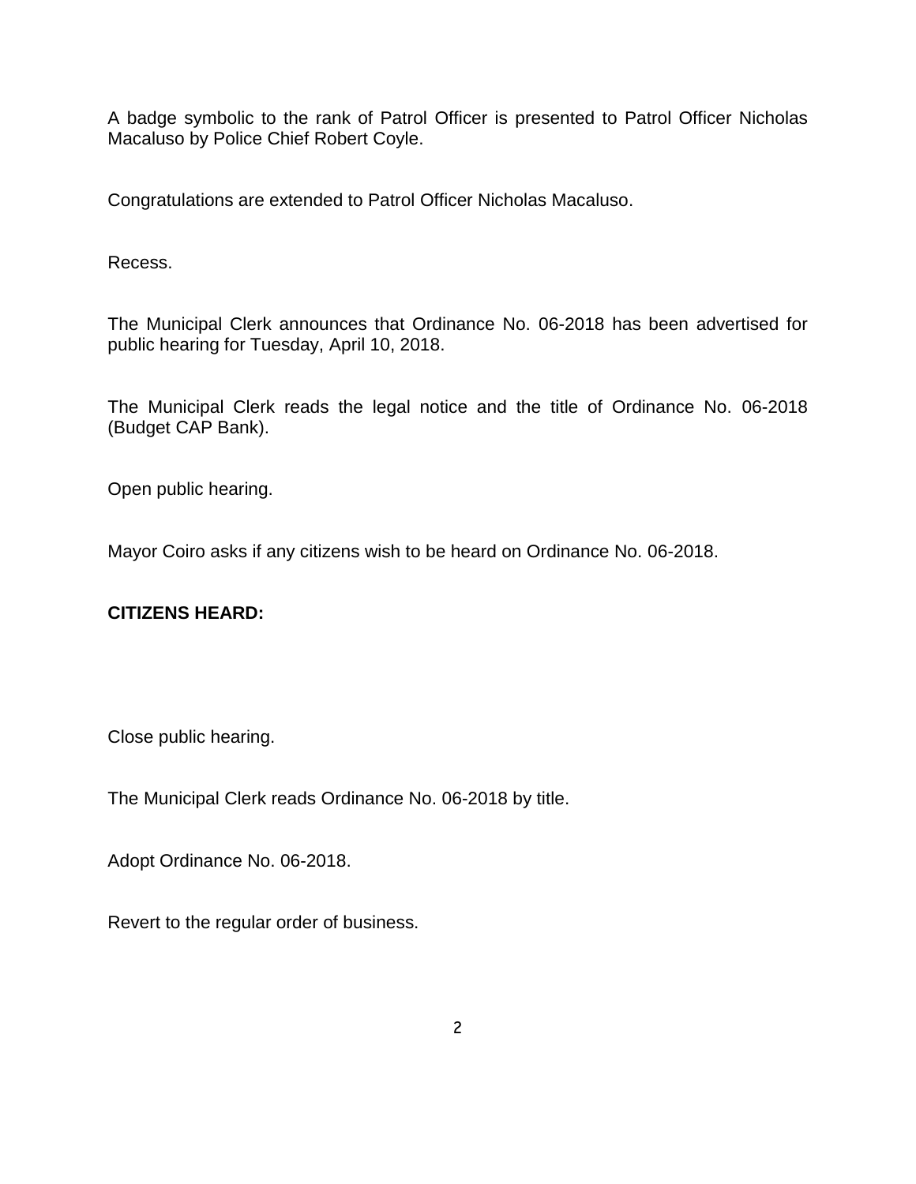A badge symbolic to the rank of Patrol Officer is presented to Patrol Officer Nicholas Macaluso by Police Chief Robert Coyle.

Congratulations are extended to Patrol Officer Nicholas Macaluso.

Recess.

The Municipal Clerk announces that Ordinance No. 06-2018 has been advertised for public hearing for Tuesday, April 10, 2018.

The Municipal Clerk reads the legal notice and the title of Ordinance No. 06-2018 (Budget CAP Bank).

Open public hearing.

Mayor Coiro asks if any citizens wish to be heard on Ordinance No. 06-2018.

**CITIZENS HEARD:**

Close public hearing.

The Municipal Clerk reads Ordinance No. 06-2018 by title.

Adopt Ordinance No. 06-2018.

Revert to the regular order of business.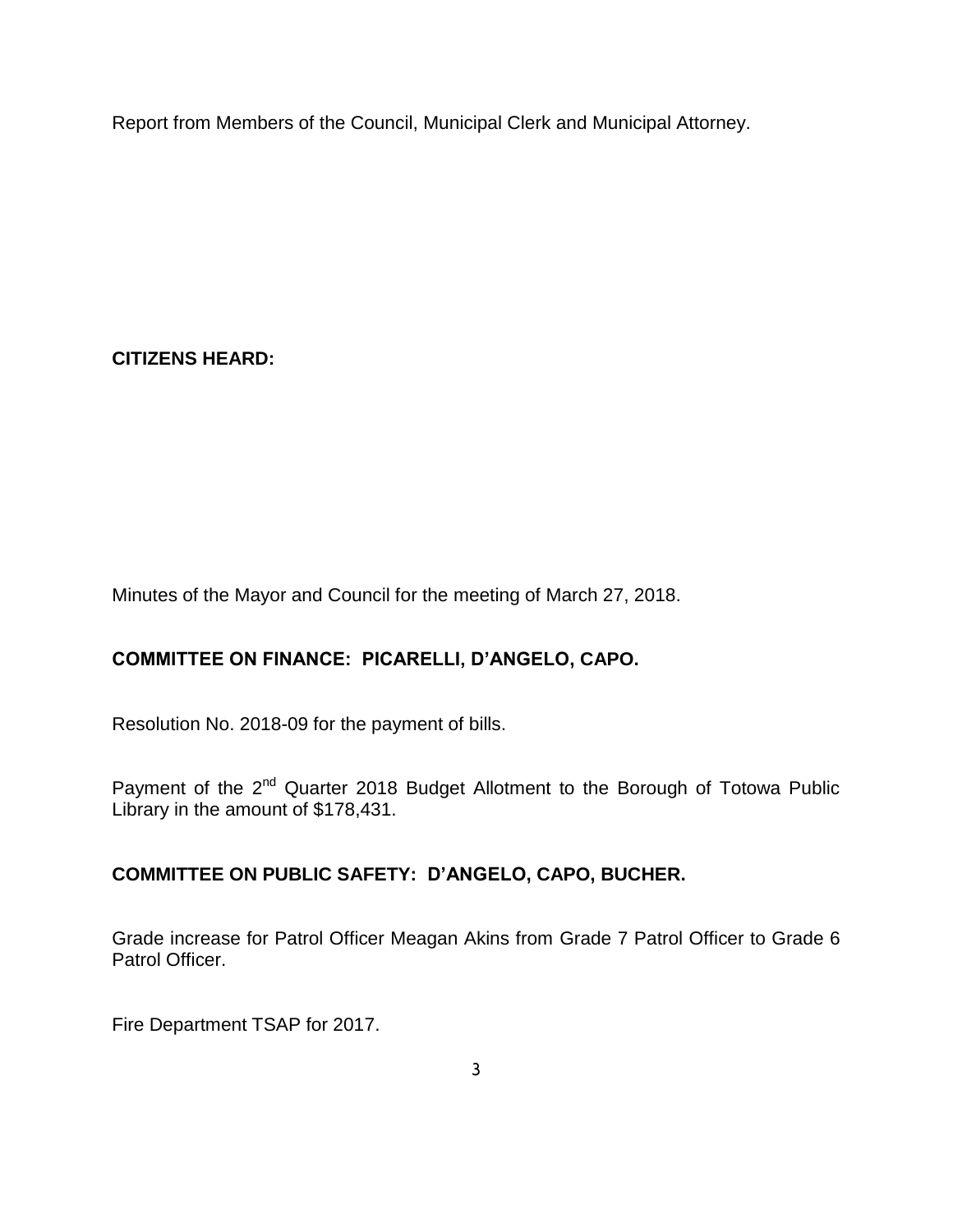Report from Members of the Council, Municipal Clerk and Municipal Attorney.

**CITIZENS HEARD:**

Minutes of the Mayor and Council for the meeting of March 27, 2018.

**COMMITTEE ON FINANCE: PICARELLI, D'ANGELO, CAPO.**

Resolution No. 2018-09 for the payment of bills.

Payment of the 2nd Quarter 2018 Budget Allotment to the Borough of Totowa Public Library in the amount of $178,431.

**COMMITTEE ON PUBLIC SAFETY: D'ANGELO, CAPO, BUCHER.**

Grade increase for Patrol Officer Meagan Akins from Grade 7 Patrol Officer to Grade 6 Patrol Officer.

Fire Department TSAP for 2017.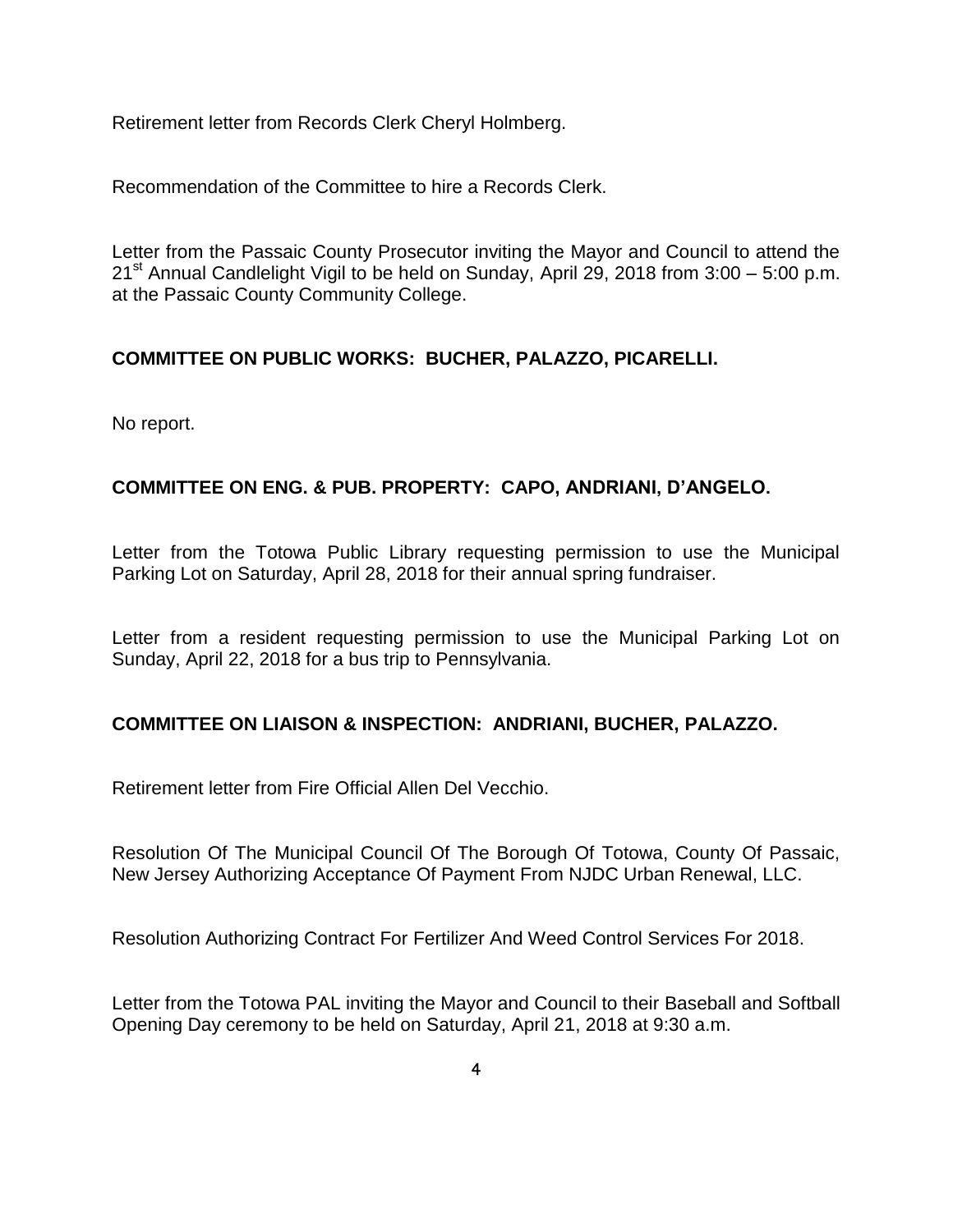Retirement letter from Records Clerk Cheryl Holmberg.

Recommendation of the Committee to hire a Records Clerk.

Letter from the Passaic County Prosecutor inviting the Mayor and Council to attend the 21st Annual Candlelight Vigil to be held on Sunday, April 29, 2018 from 3:00 – 5:00 p.m. at the Passaic County Community College.

**COMMITTEE ON PUBLIC WORKS: BUCHER, PALAZZO, PICARELLI.**

No report.

**COMMITTEE ON ENG. & PUB. PROPERTY: CAPO, ANDRIANI, D'ANGELO.**

Letter from the Totowa Public Library requesting permission to use the Municipal Parking Lot on Saturday, April 28, 2018 for their annual spring fundraiser.

Letter from a resident requesting permission to use the Municipal Parking Lot on Sunday, April 22, 2018 for a bus trip to Pennsylvania.

**COMMITTEE ON LIAISON & INSPECTION: ANDRIANI, BUCHER, PALAZZO.**

Retirement letter from Fire Official Allen Del Vecchio.

Resolution Of The Municipal Council Of The Borough Of Totowa, County Of Passaic, New Jersey Authorizing Acceptance Of Payment From NJDC Urban Renewal, LLC.

Resolution Authorizing Contract For Fertilizer And Weed Control Services For 2018.

Letter from the Totowa PAL inviting the Mayor and Council to their Baseball and Softball Opening Day ceremony to be held on Saturday, April 21, 2018 at 9:30 a.m.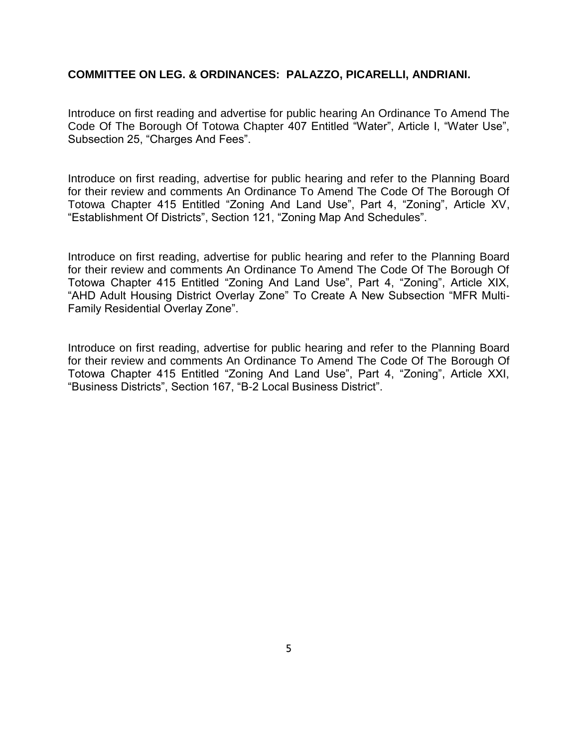**COMMITTEE ON LEG. & ORDINANCES: PALAZZO, PICARELLI, ANDRIANI.**

Introduce on first reading and advertise for public hearing An Ordinance To Amend The Code Of The Borough Of Totowa Chapter 407 Entitled "Water", Article I, "Water Use", Subsection 25, "Charges And Fees".

Introduce on first reading, advertise for public hearing and refer to the Planning Board for their review and comments An Ordinance To Amend The Code Of The Borough Of Totowa Chapter 415 Entitled "Zoning And Land Use", Part 4, "Zoning", Article XV, "Establishment Of Districts", Section 121, "Zoning Map And Schedules".

Introduce on first reading, advertise for public hearing and refer to the Planning Board for their review and comments An Ordinance To Amend The Code Of The Borough Of Totowa Chapter 415 Entitled "Zoning And Land Use", Part 4, "Zoning", Article XIX, "AHD Adult Housing District Overlay Zone" To Create A New Subsection "MFR Multi-Family Residential Overlay Zone".

Introduce on first reading, advertise for public hearing and refer to the Planning Board for their review and comments An Ordinance To Amend The Code Of The Borough Of Totowa Chapter 415 Entitled "Zoning And Land Use", Part 4, "Zoning", Article XXI, "Business Districts", Section 167, "B-2 Local Business District".